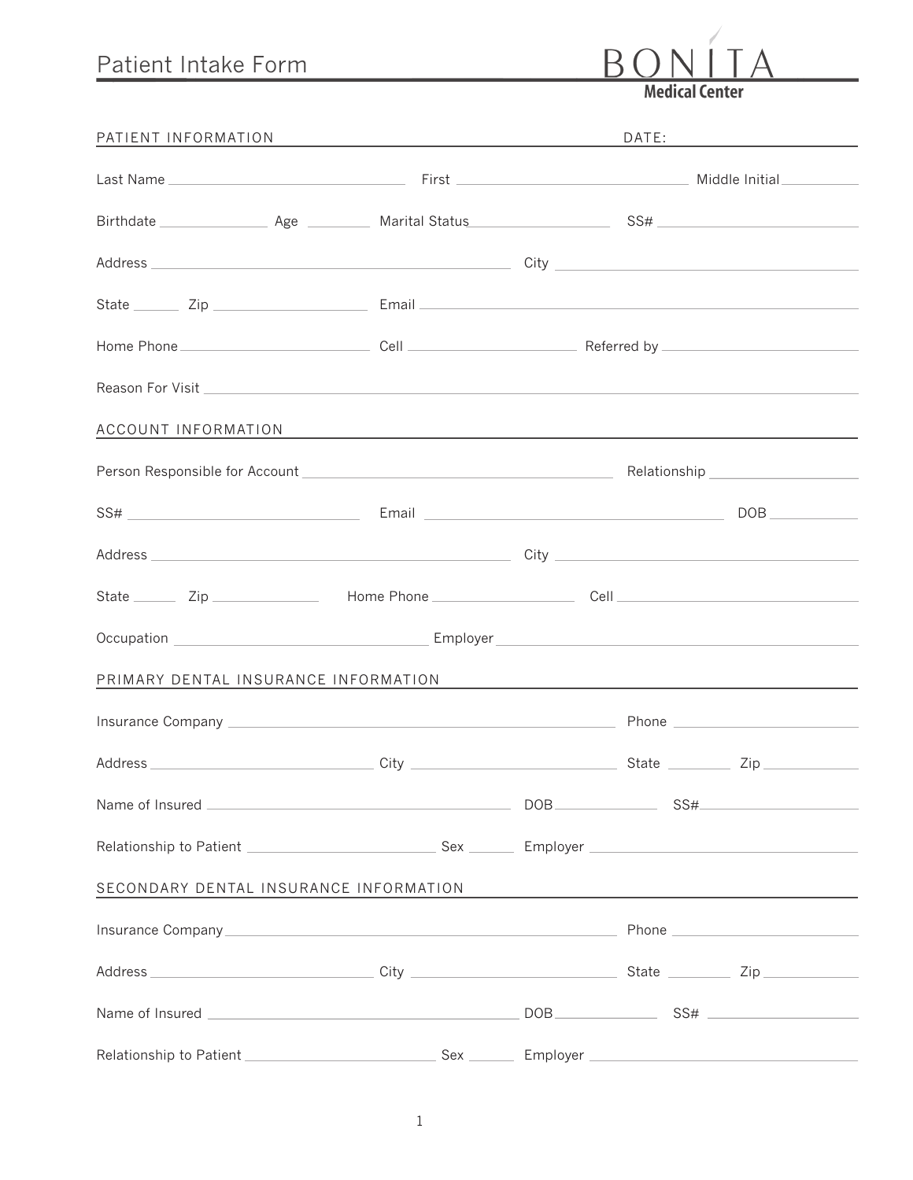# Patient Intake Form

**BONITA**
**Medical Center**

## PATIENT INFORMATION

DATE: ____________

Last Name ____________ First ____________ Middle Initial ____________

Birthdate ____________ Age ____________ Marital Status ____________ SS# ____________

Address ____________ City ____________

State ____________ Zip ____________ Email ____________

Home Phone ____________ Cell ____________ Referred by ____________

Reason For Visit ____________

## ACCOUNT INFORMATION

Person Responsible for Account ____________ Relationship ____________

SS# ____________ Email ____________ DOB ____________

Address ____________ City ____________

State ____________ Zip ____________ Home Phone ____________ Cell ____________

Occupation ____________ Employer ____________

## PRIMARY DENTAL INSURANCE INFORMATION

Insurance Company ____________ Phone ____________

Address ____________ City ____________ State ____________ Zip ____________

Name of Insured ____________ DOB ____________ SS# ____________

Relationship to Patient ____________ Sex ____________ Employer ____________

## SECONDARY DENTAL INSURANCE INFORMATION

Insurance Company ____________ Phone ____________

Address ____________ City ____________ State ____________ Zip ____________

Name of Insured ____________ DOB ____________ SS# ____________

Relationship to Patient ____________ Sex ____________ Employer ____________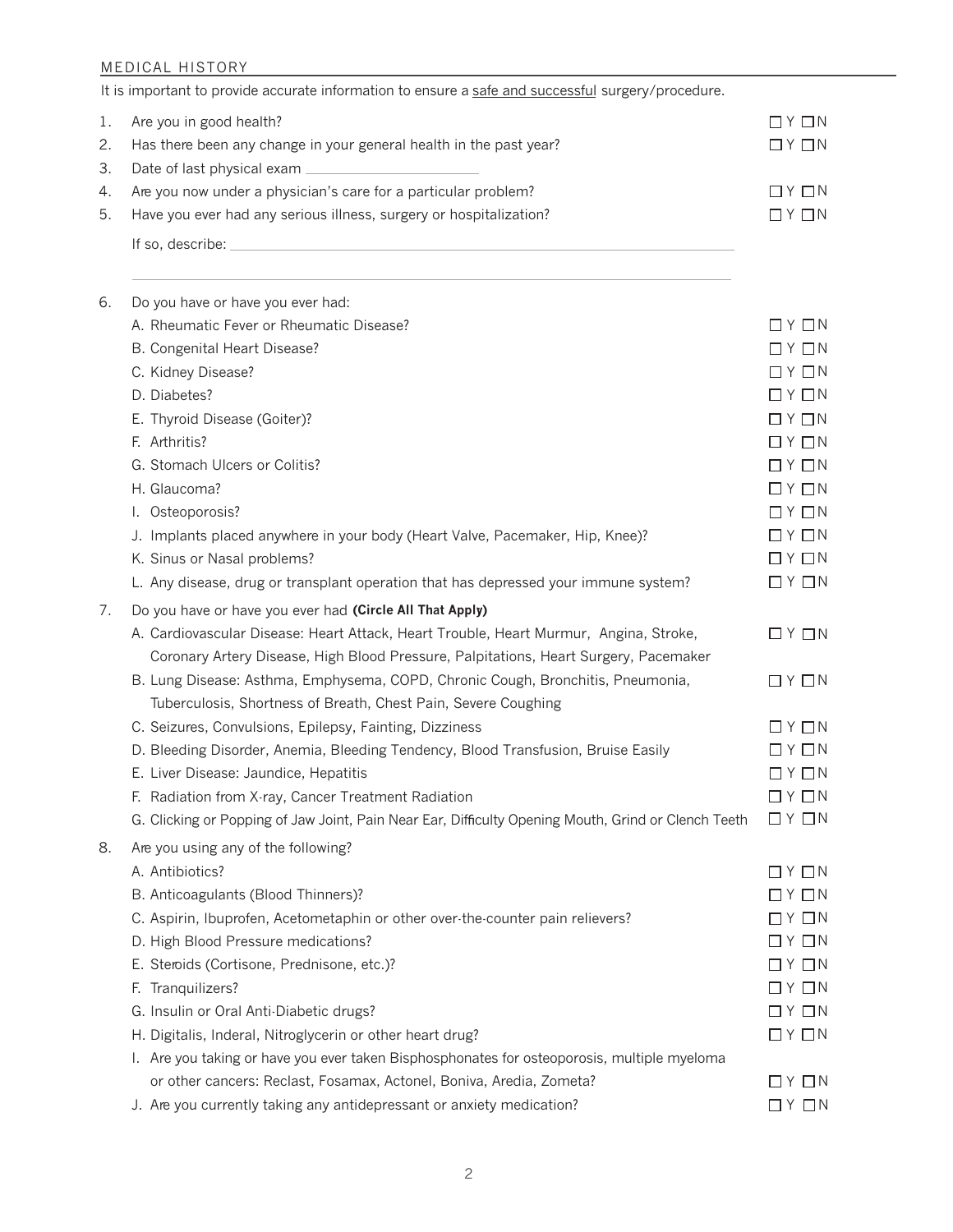## MEDICAL HISTORY

It is important to provide accurate information to ensure a safe and successful surgery/procedure.

1. Are you in good health? ☐ Y ☐ N
2. Has there been any change in your general health in the past year? ☐ Y ☐ N
3. Date of last physical exam ____________________
4. Are you now under a physician's care for a particular problem? ☐ Y ☐ N
5. Have you ever had any serious illness, surgery or hospitalization? ☐ Y ☐ N

   If so, describe: ________________________________________________________________

   ________________________________________________________________________________

6. Do you have or have you ever had:
   - A. Rheumatic Fever or Rheumatic Disease? ☐ Y ☐ N
   - B. Congenital Heart Disease? ☐ Y ☐ N
   - C. Kidney Disease? ☐ Y ☐ N
   - D. Diabetes? ☐ Y ☐ N
   - E. Thyroid Disease (Goiter)? ☐ Y ☐ N
   - F. Arthritis? ☐ Y ☐ N
   - G. Stomach Ulcers or Colitis? ☐ Y ☐ N
   - H. Glaucoma? ☐ Y ☐ N
   - I. Osteoporosis? ☐ Y ☐ N
   - J. Implants placed anywhere in your body (Heart Valve, Pacemaker, Hip, Knee)? ☐ Y ☐ N
   - K. Sinus or Nasal problems? ☐ Y ☐ N
   - L. Any disease, drug or transplant operation that has depressed your immune system? ☐ Y ☐ N

7. Do you have or have you ever had **(Circle All That Apply)**
   - A. Cardiovascular Disease: Heart Attack, Heart Trouble, Heart Murmur, Angina, Stroke, Coronary Artery Disease, High Blood Pressure, Palpitations, Heart Surgery, Pacemaker ☐ Y ☐ N
   - B. Lung Disease: Asthma, Emphysema, COPD, Chronic Cough, Bronchitis, Pneumonia, Tuberculosis, Shortness of Breath, Chest Pain, Severe Coughing ☐ Y ☐ N
   - C. Seizures, Convulsions, Epilepsy, Fainting, Dizziness ☐ Y ☐ N
   - D. Bleeding Disorder, Anemia, Bleeding Tendency, Blood Transfusion, Bruise Easily ☐ Y ☐ N
   - E. Liver Disease: Jaundice, Hepatitis ☐ Y ☐ N
   - F. Radiation from X-ray, Cancer Treatment Radiation ☐ Y ☐ N
   - G. Clicking or Popping of Jaw Joint, Pain Near Ear, Difficulty Opening Mouth, Grind or Clench Teeth ☐ Y ☐ N

8. Are you using any of the following?
   - A. Antibiotics? ☐ Y ☐ N
   - B. Anticoagulants (Blood Thinners)? ☐ Y ☐ N
   - C. Aspirin, Ibuprofen, Acetometaphin or other over-the-counter pain relievers? ☐ Y ☐ N
   - D. High Blood Pressure medications? ☐ Y ☐ N
   - E. Steroids (Cortisone, Prednisone, etc.)? ☐ Y ☐ N
   - F. Tranquilizers? ☐ Y ☐ N
   - G. Insulin or Oral Anti-Diabetic drugs? ☐ Y ☐ N
   - H. Digitalis, Inderal, Nitroglycerin or other heart drug? ☐ Y ☐ N
   - I. Are you taking or have you ever taken Bisphosphonates for osteoporosis, multiple myeloma or other cancers: Reclast, Fosamax, Actonel, Boniva, Aredia, Zometa? ☐ Y ☐ N
   - J. Are you currently taking any antidepressant or anxiety medication? ☐ Y ☐ N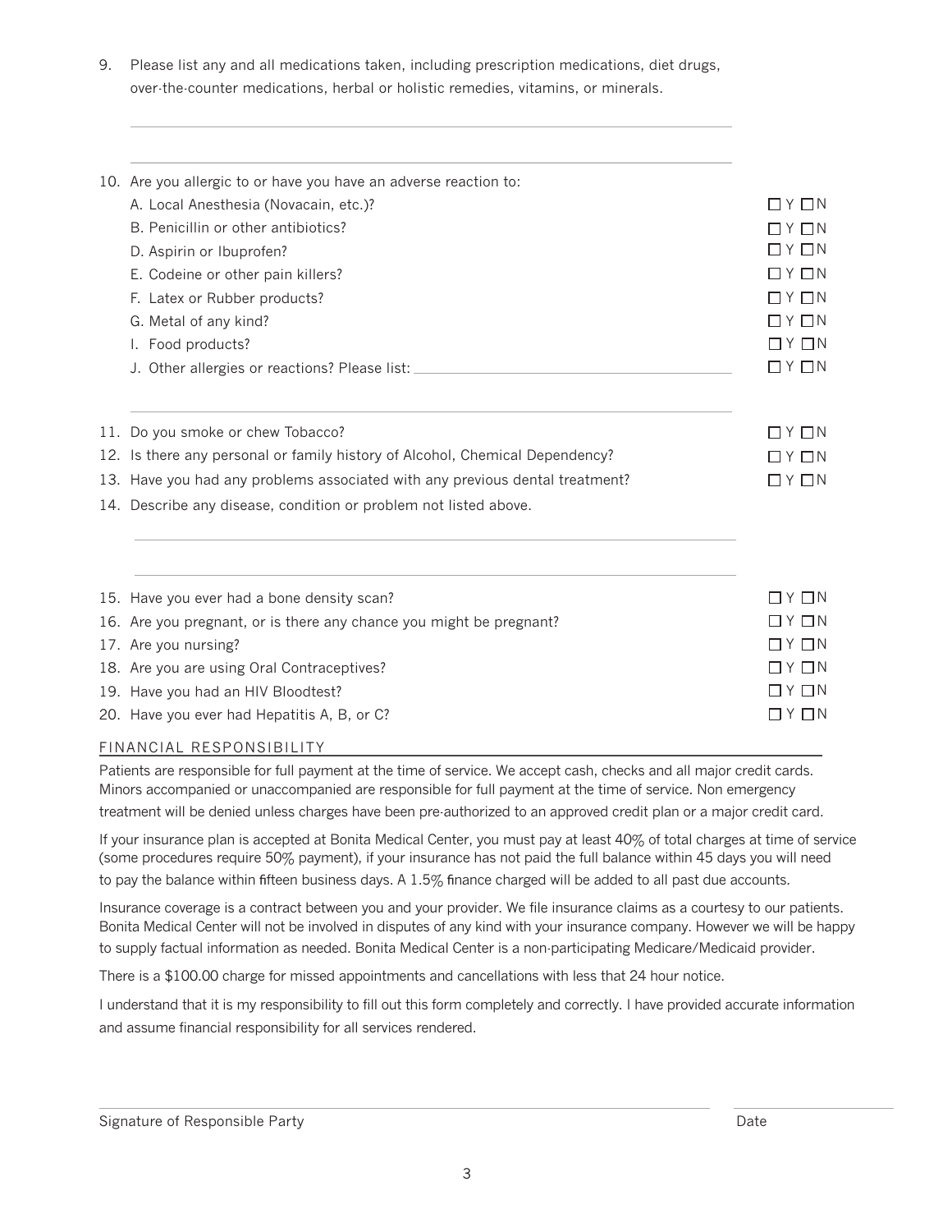9. Please list any and all medications taken, including prescription medications, diet drugs, over-the-counter medications, herbal or holistic remedies, vitamins, or minerals.

\_\_\_\_\_\_\_\_\_\_\_\_\_\_\_\_\_\_\_\_\_\_\_\_\_\_\_\_\_\_\_\_\_\_\_\_\_\_\_\_\_\_\_\_\_\_\_\_\_\_\_\_\_\_\_\_\_\_\_\_

\_\_\_\_\_\_\_\_\_\_\_\_\_\_\_\_\_\_\_\_\_\_\_\_\_\_\_\_\_\_\_\_\_\_\_\_\_\_\_\_\_\_\_\_\_\_\_\_\_\_\_\_\_\_\_\_\_\_\_\_

10. Are you allergic to or have you have an adverse reaction to:
    - A. Local Anesthesia (Novacain, etc.)? ☐ Y ☐ N
    - B. Penicillin or other antibiotics? ☐ Y ☐ N
    - D. Aspirin or Ibuprofen? ☐ Y ☐ N
    - E. Codeine or other pain killers? ☐ Y ☐ N
    - F. Latex or Rubber products? ☐ Y ☐ N
    - G. Metal of any kind? ☐ Y ☐ N
    - I. Food products? ☐ Y ☐ N
    - J. Other allergies or reactions? Please list: \_\_\_\_\_\_\_\_\_\_\_\_\_\_\_\_\_\_\_\_\_\_\_\_\_\_\_\_\_\_ ☐ Y ☐ N

\_\_\_\_\_\_\_\_\_\_\_\_\_\_\_\_\_\_\_\_\_\_\_\_\_\_\_\_\_\_\_\_\_\_\_\_\_\_\_\_\_\_\_\_\_\_\_\_\_\_\_\_\_\_\_\_\_\_\_\_

11. Do you smoke or chew Tobacco? ☐ Y ☐ N
12. Is there any personal or family history of Alcohol, Chemical Dependency? ☐ Y ☐ N
13. Have you had any problems associated with any previous dental treatment? ☐ Y ☐ N
14. Describe any disease, condition or problem not listed above.

\_\_\_\_\_\_\_\_\_\_\_\_\_\_\_\_\_\_\_\_\_\_\_\_\_\_\_\_\_\_\_\_\_\_\_\_\_\_\_\_\_\_\_\_\_\_\_\_\_\_\_\_\_\_\_\_\_\_\_\_

\_\_\_\_\_\_\_\_\_\_\_\_\_\_\_\_\_\_\_\_\_\_\_\_\_\_\_\_\_\_\_\_\_\_\_\_\_\_\_\_\_\_\_\_\_\_\_\_\_\_\_\_\_\_\_\_\_\_\_\_

15. Have you ever had a bone density scan? ☐ Y ☐ N
16. Are you pregnant, or is there any chance you might be pregnant? ☐ Y ☐ N
17. Are you nursing? ☐ Y ☐ N
18. Are you are using Oral Contraceptives? ☐ Y ☐ N
19. Have you had an HIV Bloodtest? ☐ Y ☐ N
20. Have you ever had Hepatitis A, B, or C? ☐ Y ☐ N

## FINANCIAL RESPONSIBILITY

Patients are responsible for full payment at the time of service. We accept cash, checks and all major credit cards. Minors accompanied or unaccompanied are responsible for full payment at the time of service. Non emergency treatment will be denied unless charges have been pre-authorized to an approved credit plan or a major credit card.

If your insurance plan is accepted at Bonita Medical Center, you must pay at least 40% of total charges at time of service (some procedures require 50% payment), if your insurance has not paid the full balance within 45 days you will need to pay the balance within fifteen business days. A 1.5% finance charged will be added to all past due accounts.

Insurance coverage is a contract between you and your provider. We file insurance claims as a courtesy to our patients. Bonita Medical Center will not be involved in disputes of any kind with your insurance company. However we will be happy to supply factual information as needed. Bonita Medical Center is a non-participating Medicare/Medicaid provider.

There is a $100.00 charge for missed appointments and cancellations with less that 24 hour notice.

I understand that it is my responsibility to fill out this form completely and correctly. I have provided accurate information and assume financial responsibility for all services rendered.

\_\_\_\_\_\_\_\_\_\_\_\_\_\_\_\_\_\_\_\_\_\_\_\_\_\_\_\_\_\_\_\_\_\_\_\_\_\_\_\_\_\_ \_\_\_\_\_\_\_\_\_\_\_\_\_\_\_\_\_\_\_\_

Signature of Responsible Party Date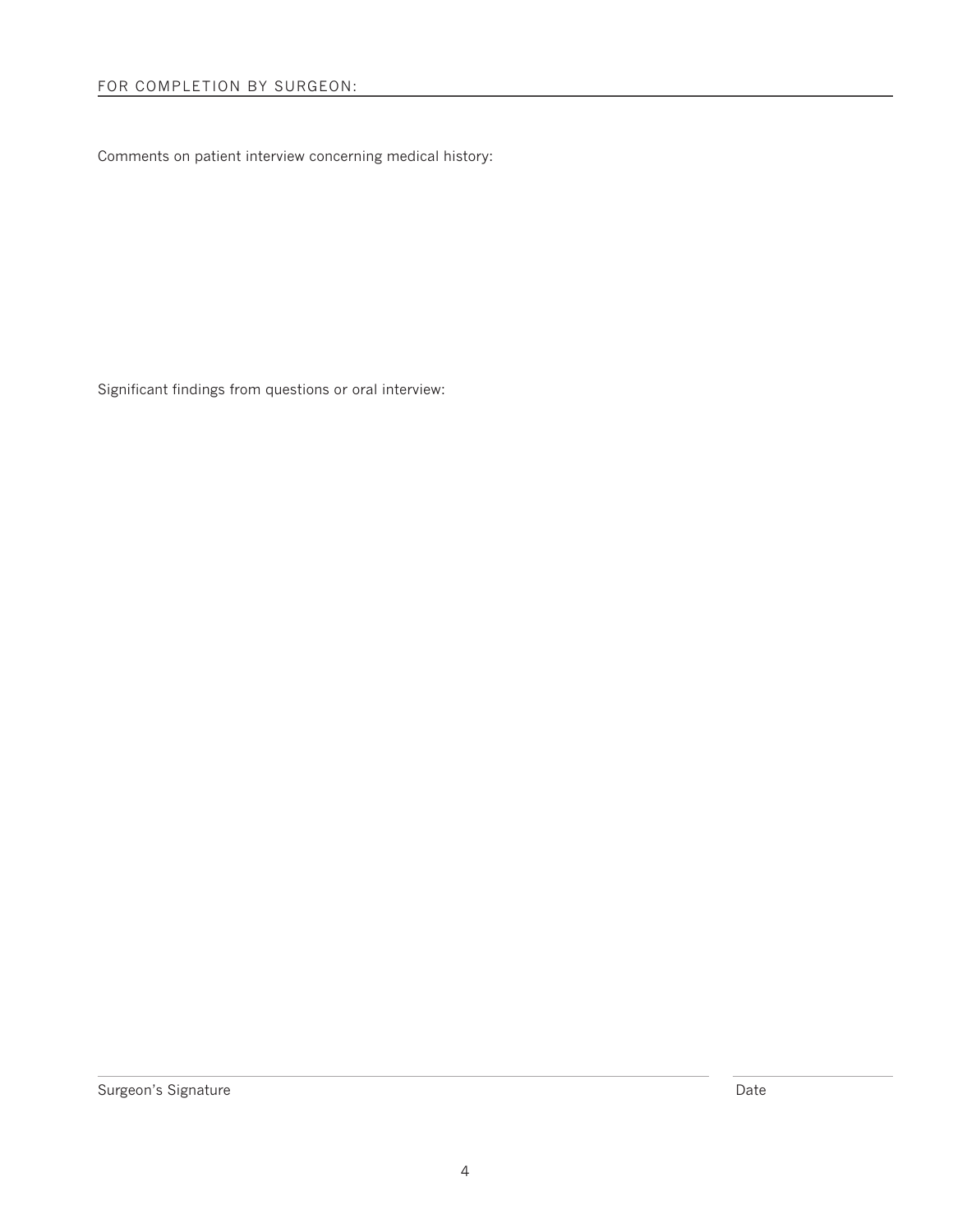FOR COMPLETION BY SURGEON:

Comments on patient interview concerning medical history:

Significant findings from questions or oral interview:

Surgeon's Signature

Date